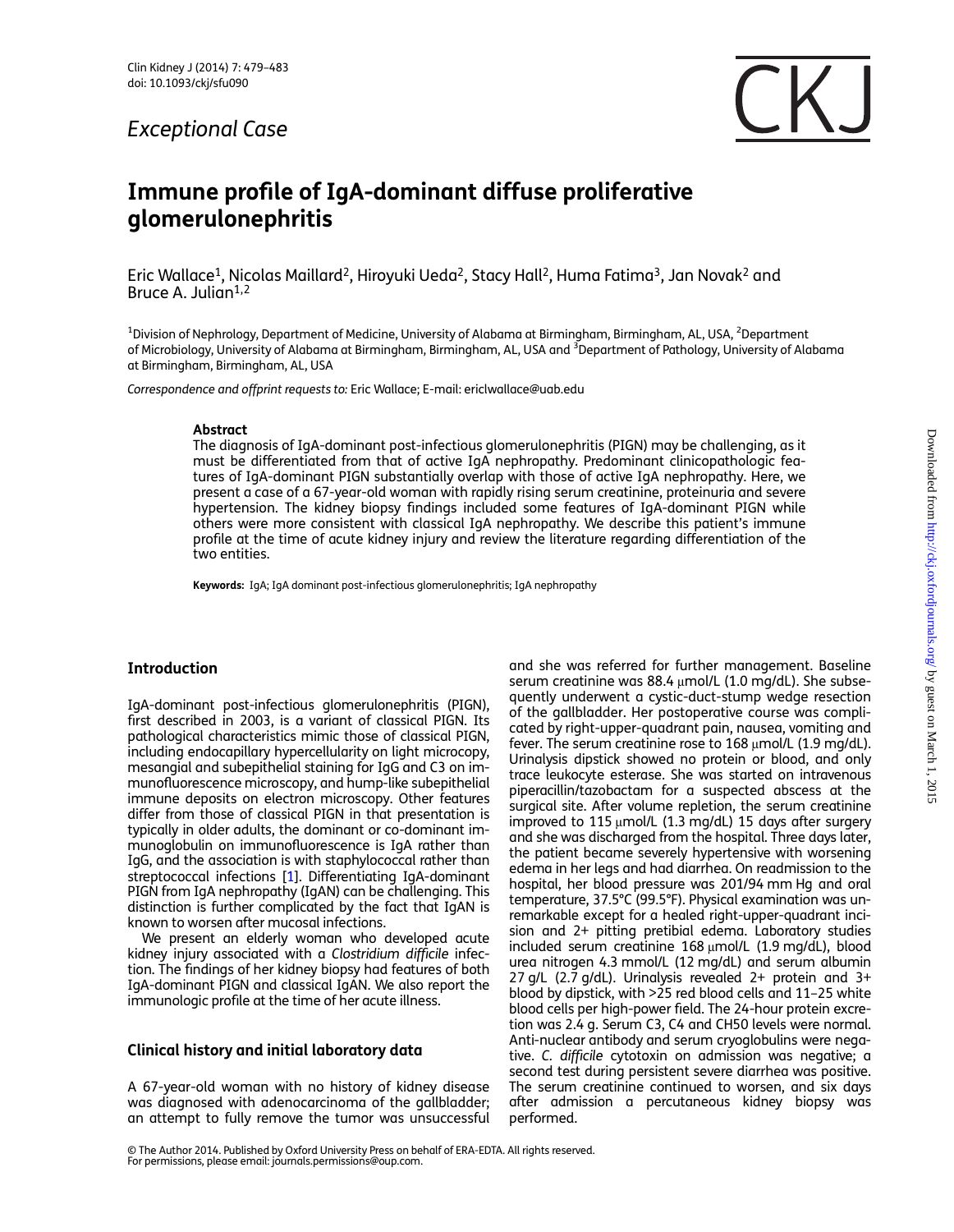*Exceptional Case*

# Immune profile of IgA-dominant diffuse proliferative glomerulonephritis

Eric Wallace[1], Nicolas Maillard[2], Hiroyuki Ueda[2], Stacy Hall[2], Huma Fatima[3], Jan Novak[2] and Bruce A. Julian[1,2]

[1]Division of Nephrology, Department of Medicine, University of Alabama at Birmingham, Birmingham, AL, USA, [2]Department of Microbiology, University of Alabama at Birmingham, Birmingham, AL, USA and [3]Department of Pathology, University of Alabama at Birmingham, Birmingham, AL, USA

*Correspondence and offprint requests to:* Eric Wallace; E-mail: ericlwallace@uab.edu

**Abstract**

The diagnosis of IgA-dominant post-infectious glomerulonephritis (PIGN) may be challenging, as it must be differentiated from that of active IgA nephropathy. Predominant clinicopathologic features of IgA-dominant PIGN substantially overlap with those of active IgA nephropathy. Here, we present a case of a 67-year-old woman with rapidly rising serum creatinine, proteinuria and severe hypertension. The kidney biopsy findings included some features of IgA-dominant PIGN while others were more consistent with classical IgA nephropathy. We describe this patient's immune profile at the time of acute kidney injury and review the literature regarding differentiation of the two entities.

**Keywords:** IgA; IgA dominant post-infectious glomerulonephritis; IgA nephropathy

## Introduction

IgA-dominant post-infectious glomerulonephritis (PIGN), first described in 2003, is a variant of classical PIGN. Its pathological characteristics mimic those of classical PIGN, including endocapillary hypercellularity on light microcopy, mesangial and subepithelial staining for IgG and C3 on immunofluorescence microscopy, and hump-like subepithelial immune deposits on electron microscopy. Other features differ from those of classical PIGN in that presentation is typically in older adults, the dominant or co-dominant immunoglobulin on immunofluorescence is IgA rather than IgG, and the association is with staphylococcal rather than streptococcal infections [1]. Differentiating IgA-dominant PIGN from IgA nephropathy (IgAN) can be challenging. This distinction is further complicated by the fact that IgAN is known to worsen after mucosal infections.

We present an elderly woman who developed acute kidney injury associated with a *Clostridium difficile* infection. The findings of her kidney biopsy had features of both IgA-dominant PIGN and classical IgAN. We also report the immunologic profile at the time of her acute illness.

## Clinical history and initial laboratory data

A 67-year-old woman with no history of kidney disease was diagnosed with adenocarcinoma of the gallbladder; an attempt to fully remove the tumor was unsuccessful and she was referred for further management. Baseline serum creatinine was 88.4 μmol/L (1.0 mg/dL). She subsequently underwent a cystic-duct-stump wedge resection of the gallbladder. Her postoperative course was complicated by right-upper-quadrant pain, nausea, vomiting and fever. The serum creatinine rose to 168 μmol/L (1.9 mg/dL). Urinalysis dipstick showed no protein or blood, and only trace leukocyte esterase. She was started on intravenous piperacillin/tazobactam for a suspected abscess at the surgical site. After volume repletion, the serum creatinine improved to 115 μmol/L (1.3 mg/dL) 15 days after surgery and she was discharged from the hospital. Three days later, the patient became severely hypertensive with worsening edema in her legs and had diarrhea. On readmission to the hospital, her blood pressure was 201/94 mm Hg and oral temperature, 37.5°C (99.5°F). Physical examination was unremarkable except for a healed right-upper-quadrant incision and 2+ pitting pretibial edema. Laboratory studies included serum creatinine 168 μmol/L (1.9 mg/dL), blood urea nitrogen 4.3 mmol/L (12 mg/dL) and serum albumin 27 g/L (2.7 g/dL). Urinalysis revealed 2+ protein and 3+ blood by dipstick, with >25 red blood cells and 11–25 white blood cells per high-power field. The 24-hour protein excretion was 2.4 g. Serum C3, C4 and CH50 levels were normal. Anti-nuclear antibody and serum cryoglobulins were negative. *C. difficile* cytotoxin on admission was negative; a second test during persistent severe diarrhea was positive. The serum creatinine continued to worsen, and six days after admission a percutaneous kidney biopsy was performed.

© The Author 2014. Published by Oxford University Press on behalf of ERA-EDTA. All rights reserved. For permissions, please email: journals.permissions@oup.com.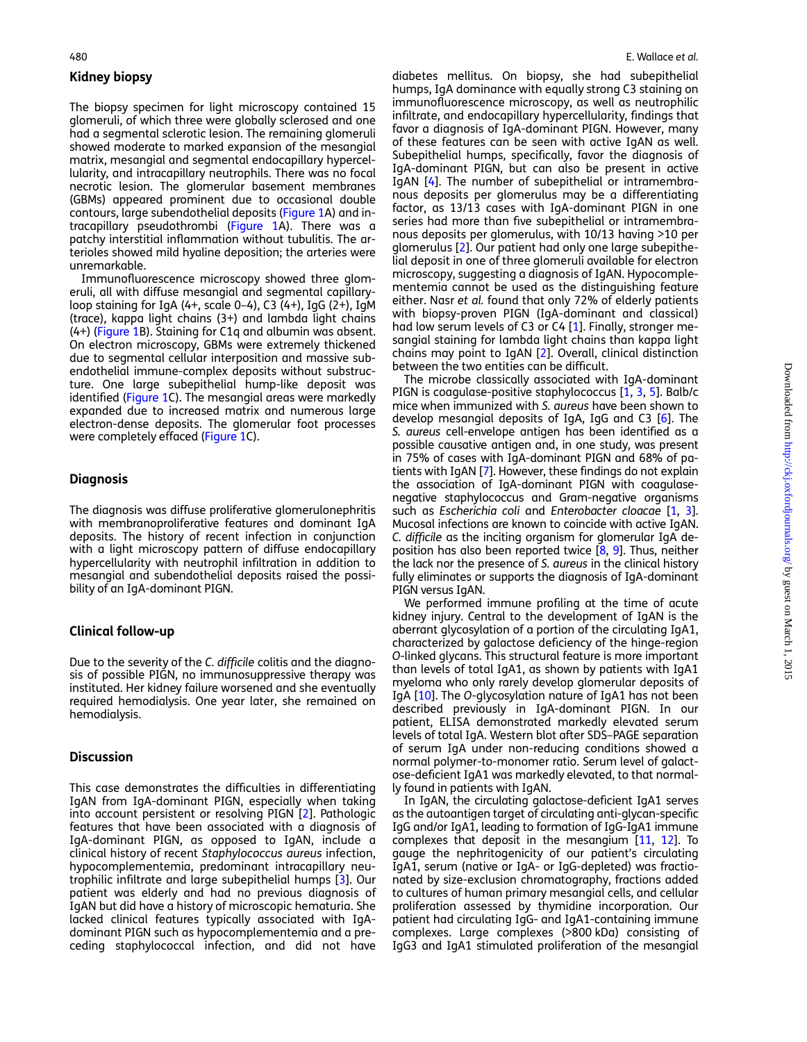## Kidney biopsy

The biopsy specimen for light microscopy contained 15 glomeruli, of which three were globally sclerosed and one had a segmental sclerotic lesion. The remaining glomeruli showed moderate to marked expansion of the mesangial matrix, mesangial and segmental endocapillary hypercellularity, and intracapillary neutrophils. There was no focal necrotic lesion. The glomerular basement membranes (GBMs) appeared prominent due to occasional double contours, large subendothelial deposits (Figure 1A) and intracapillary pseudothrombi (Figure 1A). There was a patchy interstitial inflammation without tubulitis. The arterioles showed mild hyaline deposition; the arteries were unremarkable.

Immunofluorescence microscopy showed three glomeruli, all with diffuse mesangial and segmental capillary-loop staining for IgA (4+, scale 0–4), C3 (4+), IgG (2+), IgM (trace), kappa light chains (3+) and lambda light chains (4+) (Figure 1B). Staining for C1q and albumin was absent. On electron microscopy, GBMs were extremely thickened due to segmental cellular interposition and massive subendothelial immune-complex deposits without substructure. One large subepithelial hump-like deposit was identified (Figure 1C). The mesangial areas were markedly expanded due to increased matrix and numerous large electron-dense deposits. The glomerular foot processes were completely effaced (Figure 1C).

## Diagnosis

The diagnosis was diffuse proliferative glomerulonephritis with membranoproliferative features and dominant IgA deposits. The history of recent infection in conjunction with a light microscopy pattern of diffuse endocapillary hypercellularity with neutrophil infiltration in addition to mesangial and subendothelial deposits raised the possibility of an IgA-dominant PIGN.

## Clinical follow-up

Due to the severity of the *C. difficile* colitis and the diagnosis of possible PIGN, no immunosuppressive therapy was instituted. Her kidney failure worsened and she eventually required hemodialysis. One year later, she remained on hemodialysis.

## Discussion

This case demonstrates the difficulties in differentiating IgAN from IgA-dominant PIGN, especially when taking into account persistent or resolving PIGN [2]. Pathologic features that have been associated with a diagnosis of IgA-dominant PIGN, as opposed to IgAN, include a clinical history of recent *Staphylococcus aureus* infection, hypocomplementemia, predominant intracapillary neutrophilic infiltrate and large subepithelial humps [3]. Our patient was elderly and had no previous diagnosis of IgAN but did have a history of microscopic hematuria. She lacked clinical features typically associated with IgA-dominant PIGN such as hypocomplementemia and a preceding staphylococcal infection, and did not have diabetes mellitus. On biopsy, she had subepithelial humps, IgA dominance with equally strong C3 staining on immunofluorescence microscopy, as well as neutrophilic infiltrate, and endocapillary hypercellularity, findings that favor a diagnosis of IgA-dominant PIGN. However, many of these features can be seen with active IgAN as well. Subepithelial humps, specifically, favor the diagnosis of IgA-dominant PIGN, but can also be present in active IgAN [4]. The number of subepithelial or intramembranous deposits per glomerulus may be a differentiating factor, as 13/13 cases with IgA-dominant PIGN in one series had more than five subepithelial or intramembranous deposits per glomerulus, with 10/13 having >10 per glomerulus [2]. Our patient had only one large subepithelial deposit in one of three glomeruli available for electron microscopy, suggesting a diagnosis of IgAN. Hypocomplementemia cannot be used as the distinguishing feature either. Nasr *et al.* found that only 72% of elderly patients with biopsy-proven PIGN (IgA-dominant and classical) had low serum levels of C3 or C4 [1]. Finally, stronger mesangial staining for lambda light chains than kappa light chains may point to IgAN [2]. Overall, clinical distinction between the two entities can be difficult.

The microbe classically associated with IgA-dominant PIGN is coagulase-positive staphylococcus [1, 3, 5]. Balb/c mice when immunized with *S. aureus* have been shown to develop mesangial deposits of IgA, IgG and C3 [6]. The *S. aureus* cell-envelope antigen has been identified as a possible causative antigen and, in one study, was present in 75% of cases with IgA-dominant PIGN and 68% of patients with IgAN [7]. However, these findings do not explain the association of IgA-dominant PIGN with coagulase-negative staphylococcus and Gram-negative organisms such as *Escherichia coli* and *Enterobacter cloacae* [1, 3]. Mucosal infections are known to coincide with active IgAN. *C. difficile* as the inciting organism for glomerular IgA deposition has also been reported twice [8, 9]. Thus, neither the lack nor the presence of *S. aureus* in the clinical history fully eliminates or supports the diagnosis of IgA-dominant PIGN versus IgAN.

We performed immune profiling at the time of acute kidney injury. Central to the development of IgAN is the aberrant glycosylation of a portion of the circulating IgA1, characterized by galactose deficiency of the hinge-region *O*-linked glycans. This structural feature is more important than levels of total IgA1, as shown by patients with IgA1 myeloma who only rarely develop glomerular deposits of IgA [10]. The *O*-glycosylation nature of IgA1 has not been described previously in IgA-dominant PIGN. In our patient, ELISA demonstrated markedly elevated serum levels of total IgA. Western blot after SDS–PAGE separation of serum IgA under non-reducing conditions showed a normal polymer-to-monomer ratio. Serum level of galactose-deficient IgA1 was markedly elevated, to that normally found in patients with IgAN.

In IgAN, the circulating galactose-deficient IgA1 serves as the autoantigen target of circulating anti-glycan-specific IgG and/or IgA1, leading to formation of IgG-IgA1 immune complexes that deposit in the mesangium [11, 12]. To gauge the nephritogenicity of our patient's circulating IgA1, serum (native or IgA- or IgG-depleted) was fractionated by size-exclusion chromatography, fractions added to cultures of human primary mesangial cells, and cellular proliferation assessed by thymidine incorporation. Our patient had circulating IgG- and IgA1-containing immune complexes. Large complexes (>800 kDa) consisting of IgG3 and IgA1 stimulated proliferation of the mesangial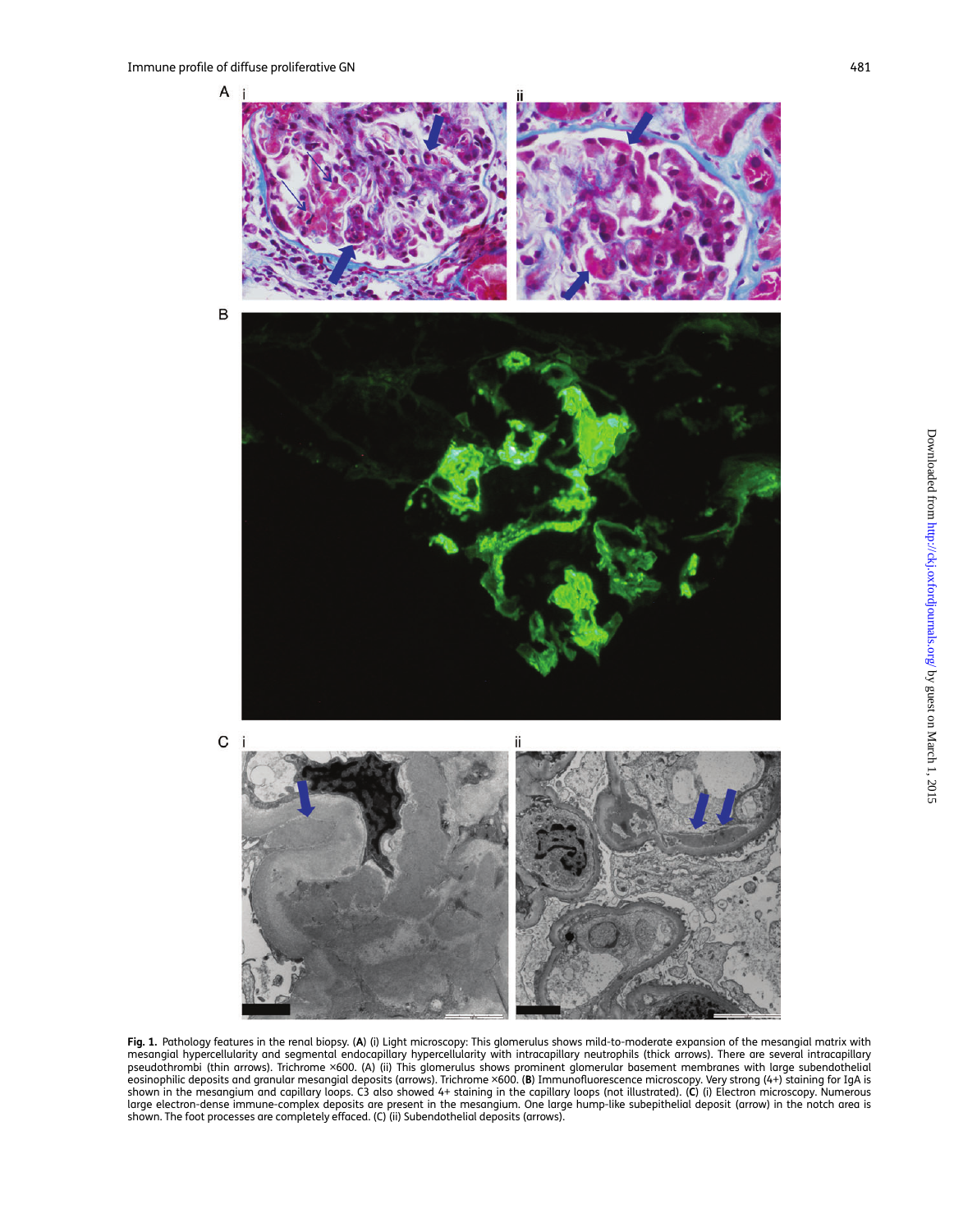**Fig. 1.** Pathology features in the renal biopsy. (**A**) (i) Light microscopy: This glomerulus shows mild-to-moderate expansion of the mesangial matrix with mesangial hypercellularity and segmental endocapillary hypercellularity with intracapillary neutrophils (thick arrows). There are several intracapillary pseudothrombi (thin arrows). Trichrome ×600. (A) (ii) This glomerulus shows prominent glomerular basement membranes with large subendothelial eosinophilic deposits and granular mesangial deposits (arrows). Trichrome ×600. (**B**) Immunofluorescence microscopy. Very strong (4+) staining for IgA is shown in the mesangium and capillary loops. C3 also showed 4+ staining in the capillary loops (not illustrated). (**C**) (i) Electron microscopy. Numerous large electron-dense immune-complex deposits are present in the mesangium. One large hump-like subepithelial deposit (arrow) in the notch area is shown. The foot processes are completely effaced. (C) (ii) Subendothelial deposits (arrows).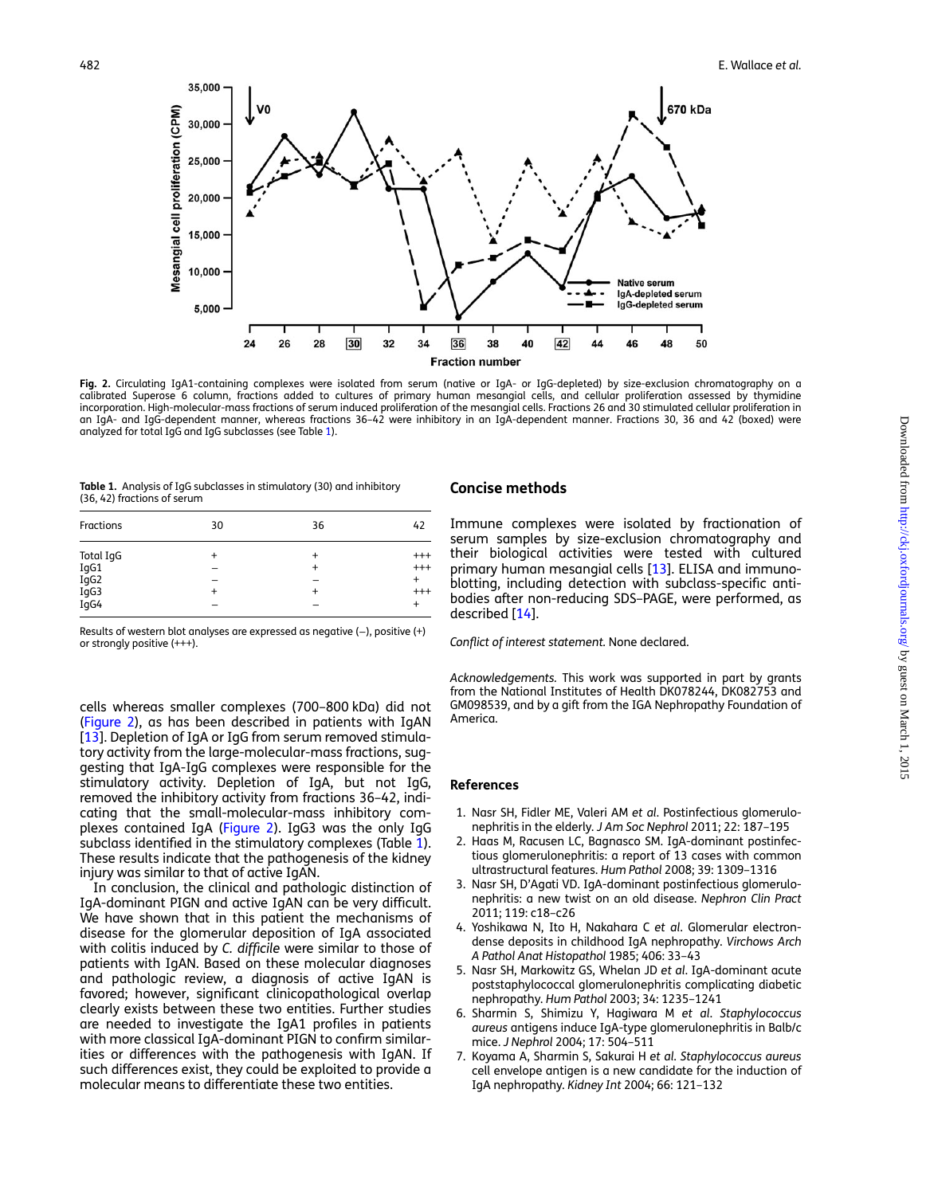Fig. 2. Circulating IgA1-containing complexes were isolated from serum (native or IgA- or IgG-depleted) by size-exclusion chromatography on a calibrated Superose 6 column, fractions added to cultures of primary human mesangial cells, and cellular proliferation assessed by thymidine incorporation. High-molecular-mass fractions of serum induced proliferation of the mesangial cells. Fractions 26 and 30 stimulated cellular proliferation in an IgA- and IgG-dependent manner, whereas fractions 36–42 were inhibitory in an IgA-dependent manner. Fractions 30, 36 and 42 (boxed) were analyzed for total IgG and IgG subclasses (see Table 1).

**Table 1.** Analysis of IgG subclasses in stimulatory (30) and inhibitory (36, 42) fractions of serum

| Fractions | 30 | 36 | 42 |
|---|---|---|---|
| Total IgG | + | + | +++ |
| IgG1 | – | + | +++ |
| IgG2 | – | – | + |
| IgG3 | + | + | +++ |
| IgG4 | – | – | + |

Results of western blot analyses are expressed as negative (–), positive (+) or strongly positive (+++).

cells whereas smaller complexes (700–800 kDa) did not (Figure 2), as has been described in patients with IgAN [13]. Depletion of IgA or IgG from serum removed stimulatory activity from the large-molecular-mass fractions, suggesting that IgA-IgG complexes were responsible for the stimulatory activity. Depletion of IgA, but not IgG, removed the inhibitory activity from fractions 36–42, indicating that the small-molecular-mass inhibitory complexes contained IgA (Figure 2). IgG3 was the only IgG subclass identified in the stimulatory complexes (Table 1). These results indicate that the pathogenesis of the kidney injury was similar to that of active IgAN.

In conclusion, the clinical and pathologic distinction of IgA-dominant PIGN and active IgAN can be very difficult. We have shown that in this patient the mechanisms of disease for the glomerular deposition of IgA associated with colitis induced by *C. difficile* were similar to those of patients with IgAN. Based on these molecular diagnoses and pathologic review, a diagnosis of active IgAN is favored; however, significant clinicopathological overlap clearly exists between these two entities. Further studies are needed to investigate the IgA1 profiles in patients with more classical IgA-dominant PIGN to confirm similarities or differences with the pathogenesis with IgAN. If such differences exist, they could be exploited to provide a molecular means to differentiate these two entities.

## Concise methods

Immune complexes were isolated by fractionation of serum samples by size-exclusion chromatography and their biological activities were tested with cultured primary human mesangial cells [13]. ELISA and immunoblotting, including detection with subclass-specific antibodies after non-reducing SDS–PAGE, were performed, as described [14].

*Conflict of interest statement.* None declared.

*Acknowledgements.* This work was supported in part by grants from the National Institutes of Health DK078244, DK082753 and GM098539, and by a gift from the IGA Nephropathy Foundation of America.

## References

1. Nasr SH, Fidler ME, Valeri AM *et al.* Postinfectious glomerulonephritis in the elderly. *J Am Soc Nephrol* 2011; 22: 187–195
2. Haas M, Racusen LC, Bagnasco SM. IgA-dominant postinfectious glomerulonephritis: a report of 13 cases with common ultrastructural features. *Hum Pathol* 2008; 39: 1309–1316
3. Nasr SH, D'Agati VD. IgA-dominant postinfectious glomerulonephritis: a new twist on an old disease. *Nephron Clin Pract* 2011; 119: c18–c26
4. Yoshikawa N, Ito H, Nakahara C *et al.* Glomerular electron-dense deposits in childhood IgA nephropathy. *Virchows Arch A Pathol Anat Histopathol* 1985; 406: 33–43
5. Nasr SH, Markowitz GS, Whelan JD *et al.* IgA-dominant acute poststaphylococcal glomerulonephritis complicating diabetic nephropathy. *Hum Pathol* 2003; 34: 1235–1241
6. Sharmin S, Shimizu Y, Hagiwara M *et al.* *Staphylococcus aureus* antigens induce IgA-type glomerulonephritis in Balb/c mice. *J Nephrol* 2004; 17: 504–511
7. Koyama A, Sharmin S, Sakurai H *et al.* *Staphylococcus aureus* cell envelope antigen is a new candidate for the induction of IgA nephropathy. *Kidney Int* 2004; 66: 121–132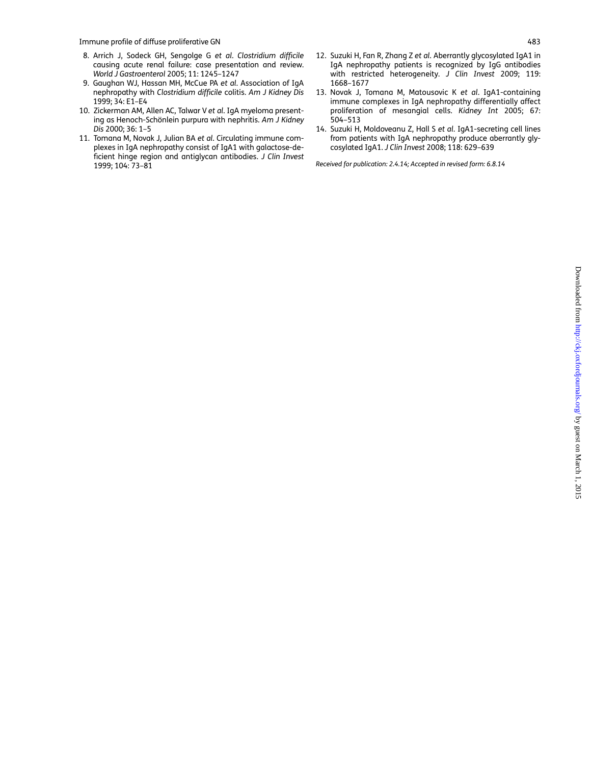8. Arrich J, Sodeck GH, Sengolge G *et al*. *Clostridium difficile* causing acute renal failure: case presentation and review. *World J Gastroenterol* 2005; 11: 1245–1247
9. Gaughan WJ, Hassan MH, McCue PA *et al*. Association of IgA nephropathy with *Clostridium difficile* colitis. *Am J Kidney Dis* 1999; 34: E1–E4
10. Zickerman AM, Allen AC, Talwar V *et al*. IgA myeloma presenting as Henoch-Schönlein purpura with nephritis. *Am J Kidney Dis* 2000; 36: 1–5
11. Tomana M, Novak J, Julian BA *et al*. Circulating immune complexes in IgA nephropathy consist of IgA1 with galactose-deficient hinge region and antiglycan antibodies. *J Clin Invest* 1999; 104: 73–81
12. Suzuki H, Fan R, Zhang Z *et al*. Aberrantly glycosylated IgA1 in IgA nephropathy patients is recognized by IgG antibodies with restricted heterogeneity. *J Clin Invest* 2009; 119: 1668–1677
13. Novak J, Tomana M, Matousovic K *et al*. IgA1-containing immune complexes in IgA nephropathy differentially affect proliferation of mesangial cells. *Kidney Int* 2005; 67: 504–513
14. Suzuki H, Moldoveanu Z, Hall S *et al*. IgA1-secreting cell lines from patients with IgA nephropathy produce aberrantly glycosylated IgA1. *J Clin Invest* 2008; 118: 629–639

*Received for publication: 2.4.14; Accepted in revised form: 6.8.14*